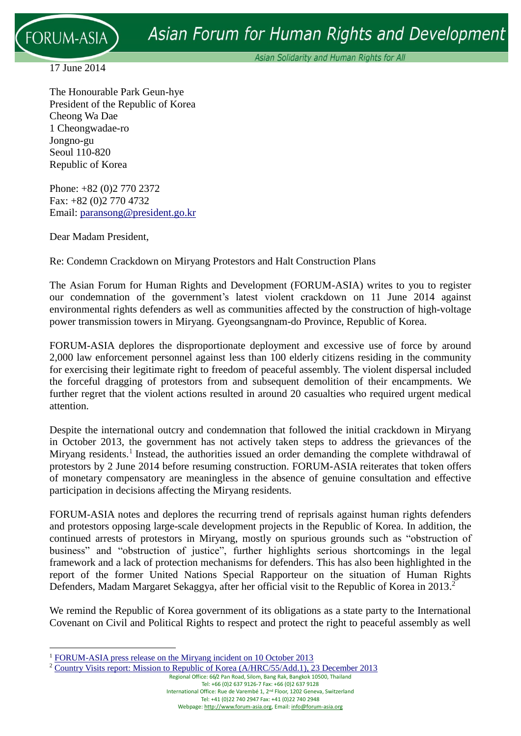17 June 2014

The Honourable Park Geun-hye
President of the Republic of Korea
Cheong Wa Dae
1 Cheongwadae-ro
Jongno-gu
Seoul 110-820
Republic of Korea

Phone: +82 (0)2 770 2372
Fax: +82 (0)2 770 4732
Email: paransong@president.go.kr

Dear Madam President,

Re: Condemn Crackdown on Miryang Protestors and Halt Construction Plans

The Asian Forum for Human Rights and Development (FORUM-ASIA) writes to you to register our condemnation of the government's latest violent crackdown on 11 June 2014 against environmental rights defenders as well as communities affected by the construction of high-voltage power transmission towers in Miryang. Gyeongsangnam-do Province, Republic of Korea.

FORUM-ASIA deplores the disproportionate deployment and excessive use of force by around 2,000 law enforcement personnel against less than 100 elderly citizens residing in the community for exercising their legitimate right to freedom of peaceful assembly. The violent dispersal included the forceful dragging of protestors from and subsequent demolition of their encampments. We further regret that the violent actions resulted in around 20 casualties who required urgent medical attention.

Despite the international outcry and condemnation that followed the initial crackdown in Miryang in October 2013, the government has not actively taken steps to address the grievances of the Miryang residents.[1] Instead, the authorities issued an order demanding the complete withdrawal of protestors by 2 June 2014 before resuming construction. FORUM-ASIA reiterates that token offers of monetary compensatory are meaningless in the absence of genuine consultation and effective participation in decisions affecting the Miryang residents.

FORUM-ASIA notes and deplores the recurring trend of reprisals against human rights defenders and protestors opposing large-scale development projects in the Republic of Korea. In addition, the continued arrests of protestors in Miryang, mostly on spurious grounds such as "obstruction of business" and "obstruction of justice", further highlights serious shortcomings in the legal framework and a lack of protection mechanisms for defenders. This has also been highlighted in the report of the former United Nations Special Rapporteur on the situation of Human Rights Defenders, Madam Margaret Sekaggya, after her official visit to the Republic of Korea in 2013.[2]

We remind the Republic of Korea government of its obligations as a state party to the International Covenant on Civil and Political Rights to respect and protect the right to peaceful assembly as well

[1] FORUM-ASIA press release on the Miryang incident on 10 October 2013
[2] Country Visits report: Mission to Republic of Korea (A/HRC/55/Add.1), 23 December 2013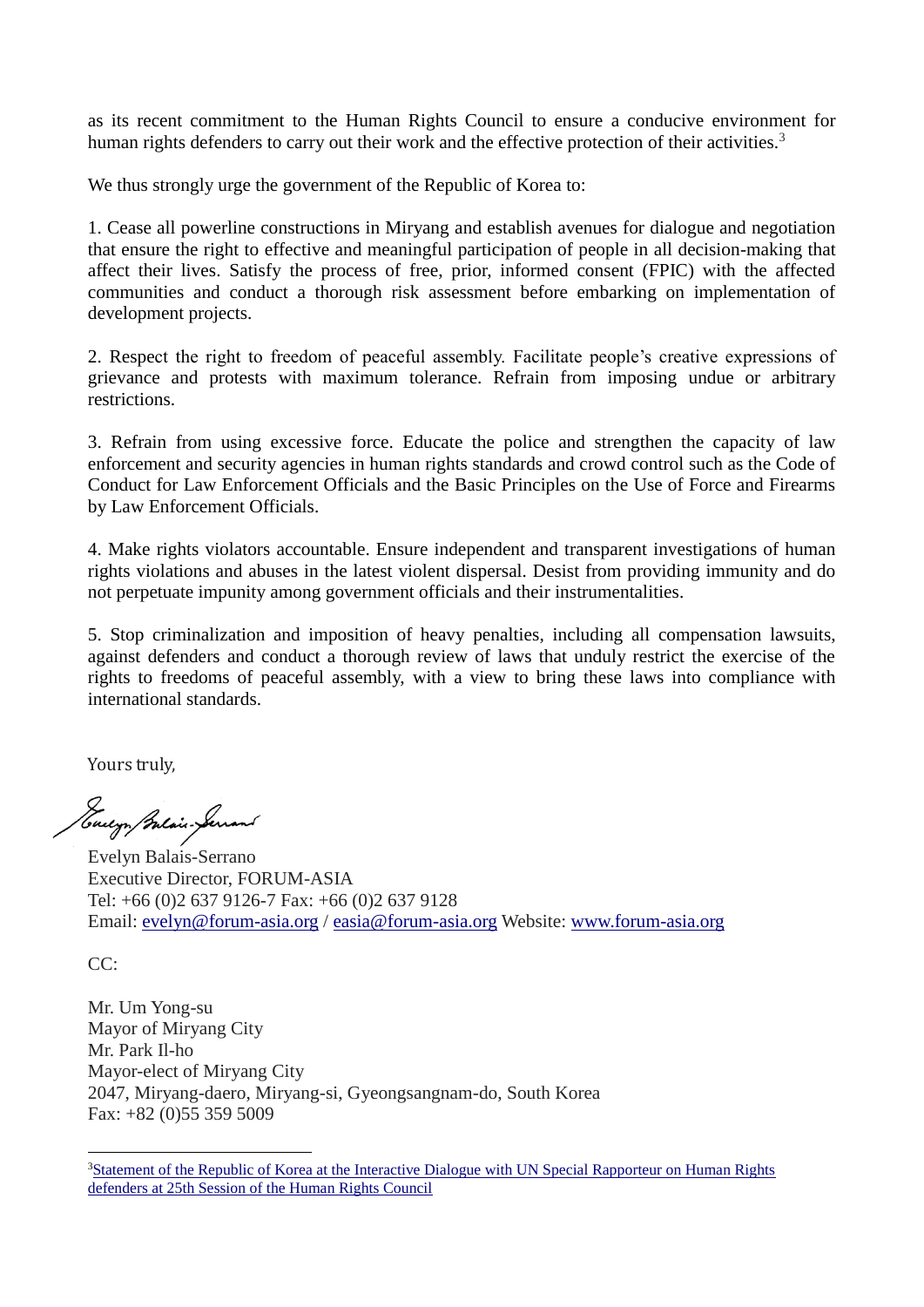as its recent commitment to the Human Rights Council to ensure a conducive environment for human rights defenders to carry out their work and the effective protection of their activities.[3]

We thus strongly urge the government of the Republic of Korea to:

1. Cease all powerline constructions in Miryang and establish avenues for dialogue and negotiation that ensure the right to effective and meaningful participation of people in all decision-making that affect their lives. Satisfy the process of free, prior, informed consent (FPIC) with the affected communities and conduct a thorough risk assessment before embarking on implementation of development projects.

2. Respect the right to freedom of peaceful assembly. Facilitate people's creative expressions of grievance and protests with maximum tolerance. Refrain from imposing undue or arbitrary restrictions.

3. Refrain from using excessive force. Educate the police and strengthen the capacity of law enforcement and security agencies in human rights standards and crowd control such as the Code of Conduct for Law Enforcement Officials and the Basic Principles on the Use of Force and Firearms by Law Enforcement Officials.

4. Make rights violators accountable. Ensure independent and transparent investigations of human rights violations and abuses in the latest violent dispersal. Desist from providing immunity and do not perpetuate impunity among government officials and their instrumentalities.

5. Stop criminalization and imposition of heavy penalties, including all compensation lawsuits, against defenders and conduct a thorough review of laws that unduly restrict the exercise of the rights to freedoms of peaceful assembly, with a view to bring these laws into compliance with international standards.

Yours truly,

Evelyn Balais-Serrano
Executive Director, FORUM-ASIA
Tel: +66 (0)2 637 9126-7 Fax: +66 (0)2 637 9128
Email: evelyn@forum-asia.org / easia@forum-asia.org Website: www.forum-asia.org

CC:

Mr. Um Yong-su
Mayor of Miryang City
Mr. Park Il-ho
Mayor-elect of Miryang City
2047, Miryang-daero, Miryang-si, Gyeongsangnam-do, South Korea
Fax: +82 (0)55 359 5009

[3] Statement of the Republic of Korea at the Interactive Dialogue with UN Special Rapporteur on Human Rights defenders at 25th Session of the Human Rights Council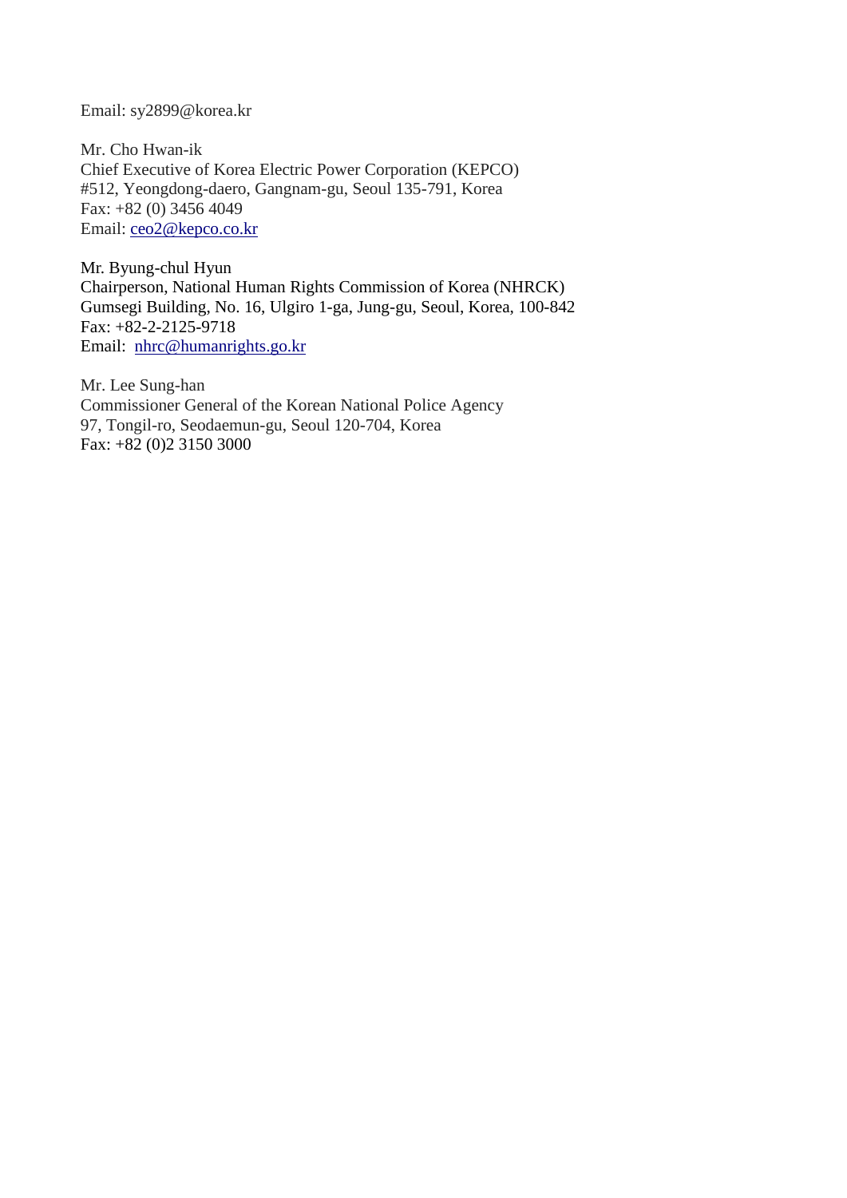Email: sy2899@korea.kr

Mr. Cho Hwan-ik
Chief Executive of Korea Electric Power Corporation (KEPCO)
#512, Yeongdong-daero, Gangnam-gu, Seoul 135-791, Korea
Fax: +82 (0) 3456 4049
Email: ceo2@kepco.co.kr

Mr. Byung-chul Hyun
Chairperson, National Human Rights Commission of Korea (NHRCK)
Gumsegi Building, No. 16, Ulgiro 1-ga, Jung-gu, Seoul, Korea, 100-842
Fax: +82-2-2125-9718
Email: nhrc@humanrights.go.kr

Mr. Lee Sung-han
Commissioner General of the Korean National Police Agency
97, Tongil-ro, Seodaemun-gu, Seoul 120-704, Korea
Fax: +82 (0)2 3150 3000